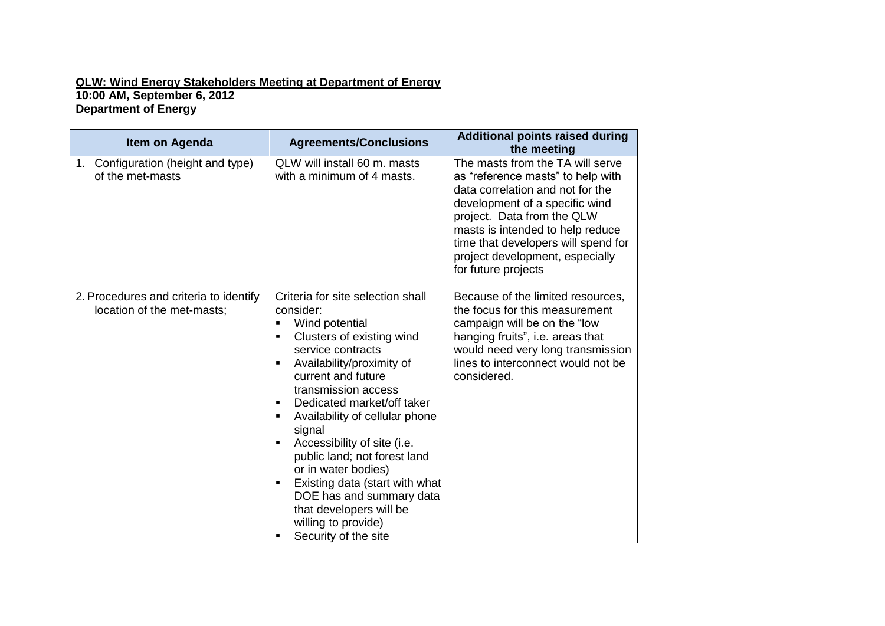**<u>QLW: Wind Energy Stakeholders Meeting at Department of Energy</u>**
**10:00 AM, September 6, 2012**
**Department of Energy**

| Item on Agenda | Agreements/Conclusions | Additional points raised during the meeting |
|---|---|---|
| 1. Configuration (height and type) of the met-masts | QLW will install 60 m. masts with a minimum of 4 masts. | The masts from the TA will serve as "reference masts" to help with data correlation and not for the development of a specific wind project. Data from the QLW masts is intended to help reduce time that developers will spend for project development, especially for future projects |
| 2. Procedures and criteria to identify location of the met-masts; | Criteria for site selection shall consider: <br>▪ Wind potential <br>▪ Clusters of existing wind service contracts <br>▪ Availability/proximity of current and future transmission access <br>▪ Dedicated market/off taker <br>▪ Availability of cellular phone signal <br>▪ Accessibility of site (i.e. public land; not forest land or in water bodies) <br>▪ Existing data (start with what DOE has and summary data that developers will be willing to provide) <br>▪ Security of the site | Because of the limited resources, the focus for this measurement campaign will be on the "low hanging fruits", i.e. areas that would need very long transmission lines to interconnect would not be considered. |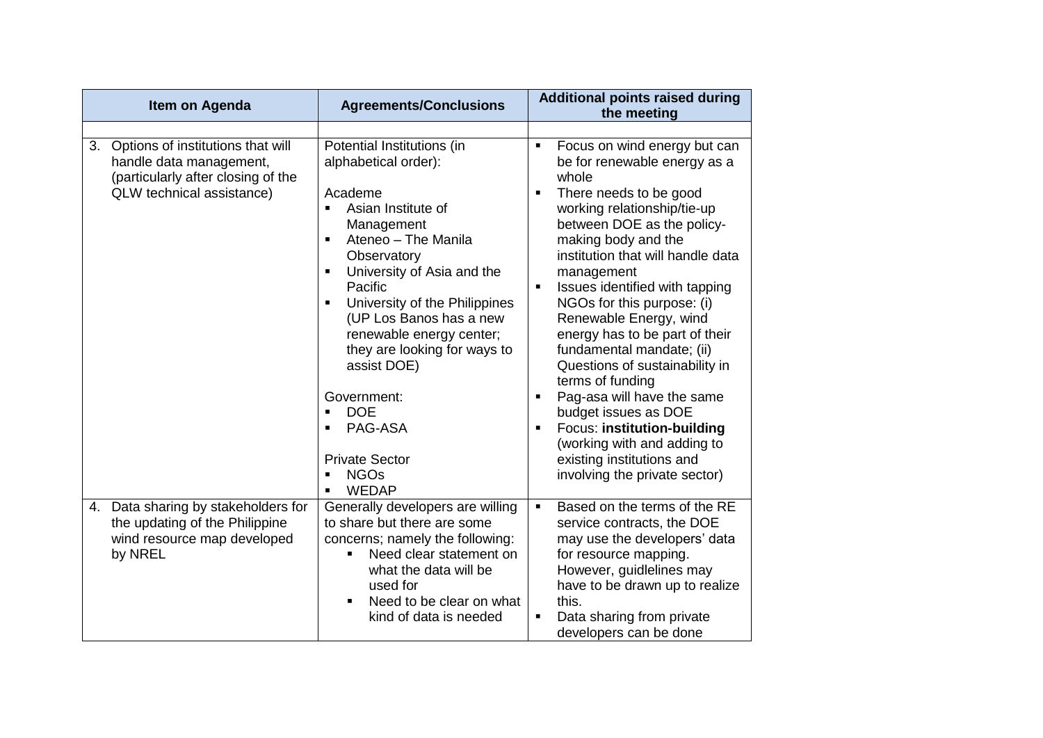| Item on Agenda | Agreements/Conclusions | Additional points raised during the meeting |
|---|---|---|
| | | |
| 3. Options of institutions that will handle data management, (particularly after closing of the QLW technical assistance) | Potential Institutions (in alphabetical order):<br><br>Academe<br>▪ Asian Institute of Management<br>▪ Ateneo – The Manila Observatory<br>▪ University of Asia and the Pacific<br>▪ University of the Philippines (UP Los Banos has a new renewable energy center; they are looking for ways to assist DOE)<br><br>Government:<br>▪ DOE<br>▪ PAG-ASA<br><br>Private Sector<br>▪ NGOs<br>▪ WEDAP | ▪ Focus on wind energy but can be for renewable energy as a whole<br>▪ There needs to be good working relationship/tie-up between DOE as the policy-making body and the institution that will handle data management<br>▪ Issues identified with tapping NGOs for this purpose: (i) Renewable Energy, wind energy has to be part of their fundamental mandate; (ii) Questions of sustainability in terms of funding<br>▪ Pag-asa will have the same budget issues as DOE<br>▪ Focus: **institution-building** (working with and adding to existing institutions and involving the private sector) |
| 4. Data sharing by stakeholders for the updating of the Philippine wind resource map developed by NREL | Generally developers are willing to share but there are some concerns; namely the following:<br>▪ Need clear statement on what the data will be used for<br>▪ Need to be clear on what kind of data is needed | ▪ Based on the terms of the RE service contracts, the DOE may use the developers' data for resource mapping. However, guidlelines may have to be drawn up to realize this.<br>▪ Data sharing from private developers can be done |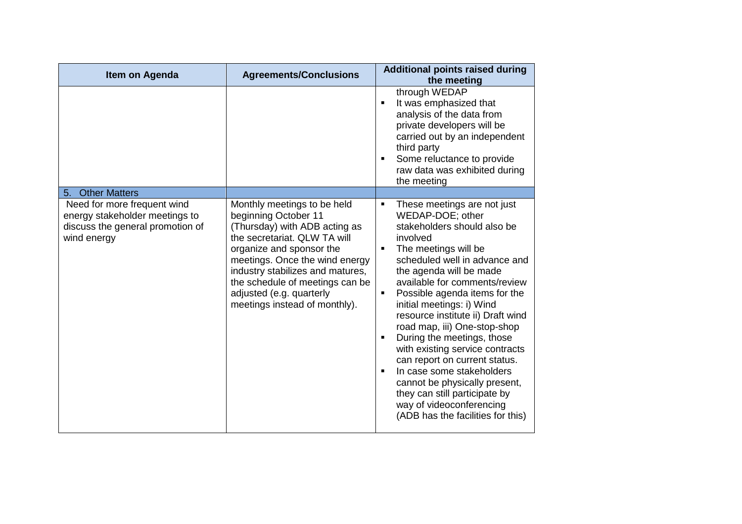| Item on Agenda | Agreements/Conclusions | Additional points raised during the meeting |
|---|---|---|
| | | through WEDAP<br>▪ It was emphasized that analysis of the data from private developers will be carried out by an independent third party<br>▪ Some reluctance to provide raw data was exhibited during the meeting |
| 5. Other Matters | | |
| Need for more frequent wind energy stakeholder meetings to discuss the general promotion of wind energy | Monthly meetings to be held beginning October 11 (Thursday) with ADB acting as the secretariat. QLW TA will organize and sponsor the meetings. Once the wind energy industry stabilizes and matures, the schedule of meetings can be adjusted (e.g. quarterly meetings instead of monthly). | ▪ These meetings are not just WEDAP-DOE; other stakeholders should also be involved<br>▪ The meetings will be scheduled well in advance and the agenda will be made available for comments/review<br>▪ Possible agenda items for the initial meetings: i) Wind resource institute ii) Draft wind road map, iii) One-stop-shop<br>▪ During the meetings, those with existing service contracts can report on current status.<br>▪ In case some stakeholders cannot be physically present, they can still participate by way of videoconferencing (ADB has the facilities for this) |